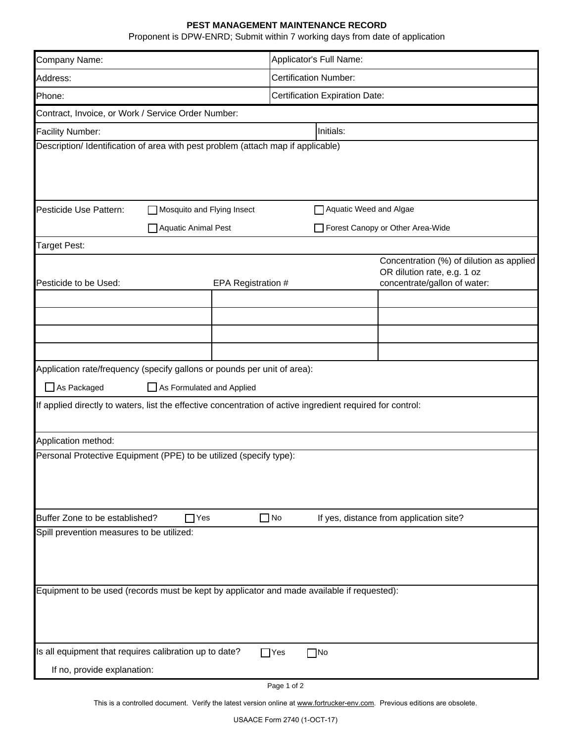# PEST MANAGEMENT MAINTENANCE RECORD

Proponent is DPW-ENRD; Submit within 7 working days from date of application

| | |
|---|---|
| Company Name: | Applicator's Full Name: |
| Address: | Certification Number: |
| Phone: | Certification Expiration Date: |

Contract, Invoice, or Work / Service Order Number:

| | |
|---|---|
| Facility Number: | Initials: |

Description/ Identification of area with pest problem (attach map if applicable)

Pesticide Use Pattern:

- ☐ Mosquito and Flying Insect
- ☐ Aquatic Weed and Algae
- ☐ Aquatic Animal Pest
- ☐ Forest Canopy or Other Area-Wide

Target Pest:

| Pesticide to be Used: | EPA Registration # | Concentration (%) of dilution as applied OR dilution rate, e.g. 1 oz concentrate/gallon of water: |
|---|---|---|
| | | |
| | | |
| | | |
| | | |

Application rate/frequency (specify gallons or pounds per unit of area):

☐ As Packaged ☐ As Formulated and Applied

If applied directly to waters, list the effective concentration of active ingredient required for control:

Application method:

Personal Protective Equipment (PPE) to be utilized (specify type):

Buffer Zone to be established? ☐ Yes ☐ No If yes, distance from application site?

Spill prevention measures to be utilized:

Equipment to be used (records must be kept by applicator and made available if requested):

Is all equipment that requires calibration up to date? ☐ Yes ☐ No

If no, provide explanation:

This is a controlled document. Verify the latest version online at www.fortrucker-env.com. Previous editions are obsolete.

USAACE Form 2740 (1-OCT-17)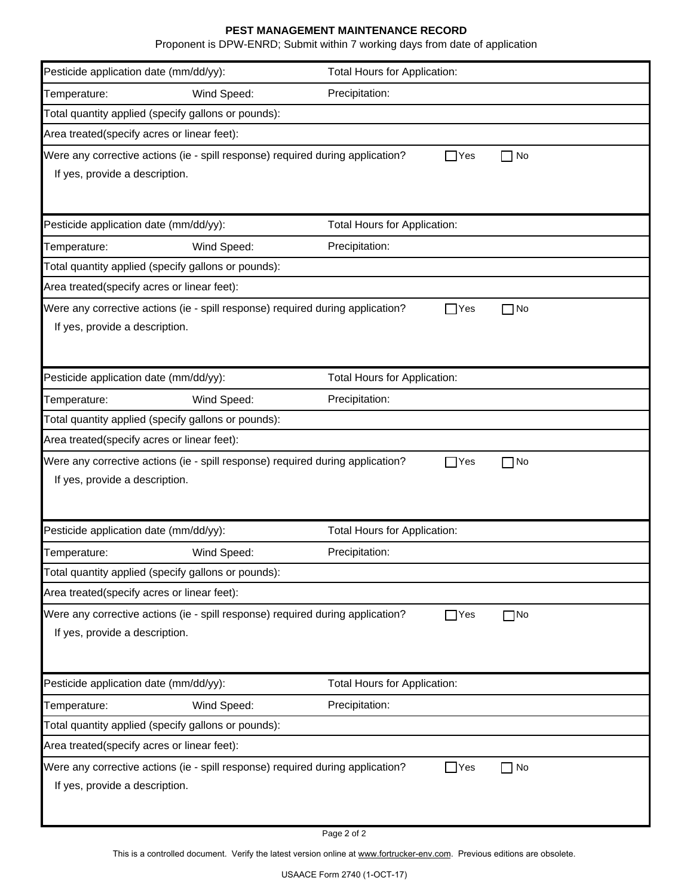**PEST MANAGEMENT MAINTENANCE RECORD**

Proponent is DPW-ENRD; Submit within 7 working days from date of application

| | | |
|---|---|---|
| Pesticide application date (mm/dd/yy): | | Total Hours for Application: |
| Temperature: | Wind Speed: | Precipitation: |
| Total quantity applied (specify gallons or pounds): | | |
| Area treated(specify acres or linear feet): | | |
| Were any corrective actions (ie - spill response) required during application? ☐ Yes ☐ No | | |
| If yes, provide a description. | | |

| | | |
|---|---|---|
| Pesticide application date (mm/dd/yy): | | Total Hours for Application: |
| Temperature: | Wind Speed: | Precipitation: |
| Total quantity applied (specify gallons or pounds): | | |
| Area treated(specify acres or linear feet): | | |
| Were any corrective actions (ie - spill response) required during application? ☐ Yes ☐ No | | |
| If yes, provide a description. | | |

| | | |
|---|---|---|
| Pesticide application date (mm/dd/yy): | | Total Hours for Application: |
| Temperature: | Wind Speed: | Precipitation: |
| Total quantity applied (specify gallons or pounds): | | |
| Area treated(specify acres or linear feet): | | |
| Were any corrective actions (ie - spill response) required during application? ☐ Yes ☐ No | | |
| If yes, provide a description. | | |

| | | |
|---|---|---|
| Pesticide application date (mm/dd/yy): | | Total Hours for Application: |
| Temperature: | Wind Speed: | Precipitation: |
| Total quantity applied (specify gallons or pounds): | | |
| Area treated(specify acres or linear feet): | | |
| Were any corrective actions (ie - spill response) required during application? ☐ Yes ☐ No | | |
| If yes, provide a description. | | |

| | | |
|---|---|---|
| Pesticide application date (mm/dd/yy): | | Total Hours for Application: |
| Temperature: | Wind Speed: | Precipitation: |
| Total quantity applied (specify gallons or pounds): | | |
| Area treated(specify acres or linear feet): | | |
| Were any corrective actions (ie - spill response) required during application? ☐ Yes ☐ No | | |
| If yes, provide a description. | | |

This is a controlled document. Verify the latest version online at www.fortrucker-env.com. Previous editions are obsolete.

USAACE Form 2740 (1-OCT-17)